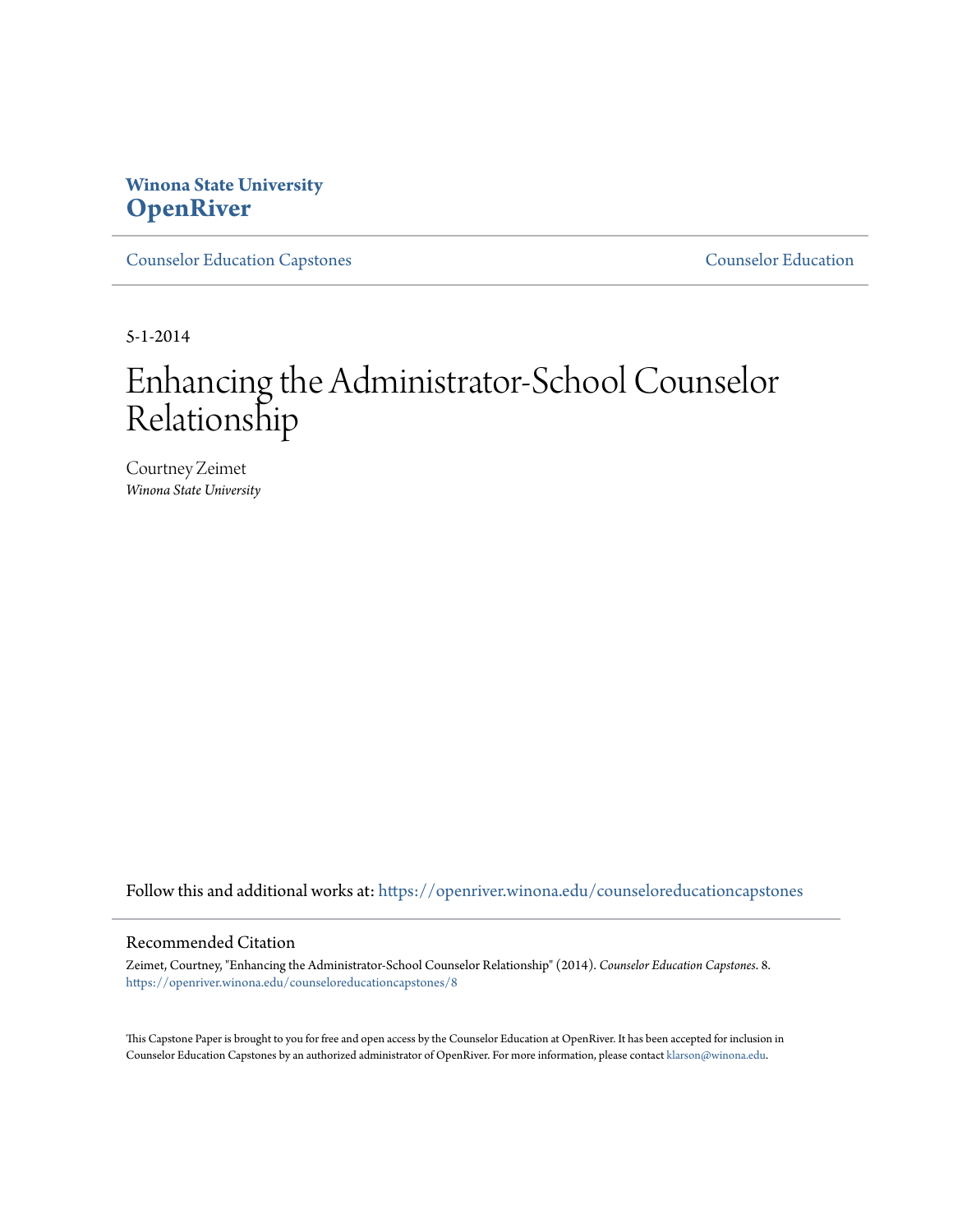Winona State University

**OpenRiver**

Counselor Education Capstones

Counselor Education

5-1-2014

# Enhancing the Administrator-School Counselor Relationship

Courtney Zeimet

*Winona State University*

Follow this and additional works at: https://openriver.winona.edu/counseloreducationcapstones

## Recommended Citation

Zeimet, Courtney, "Enhancing the Administrator-School Counselor Relationship" (2014). *Counselor Education Capstones*. 8.
https://openriver.winona.edu/counseloreducationcapstones/8

This Capstone Paper is brought to you for free and open access by the Counselor Education at OpenRiver. It has been accepted for inclusion in Counselor Education Capstones by an authorized administrator of OpenRiver. For more information, please contact klarson@winona.edu.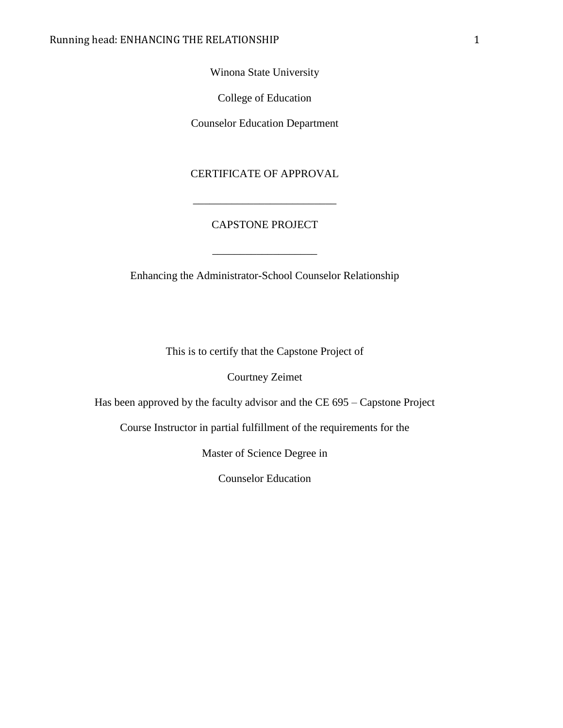Winona State University

College of Education

Counselor Education Department

CERTIFICATE OF APPROVAL

___________________________

CAPSTONE PROJECT

___________________

Enhancing the Administrator-School Counselor Relationship

This is to certify that the Capstone Project of

Courtney Zeimet

Has been approved by the faculty advisor and the CE 695 – Capstone Project

Course Instructor in partial fulfillment of the requirements for the

Master of Science Degree in

Counselor Education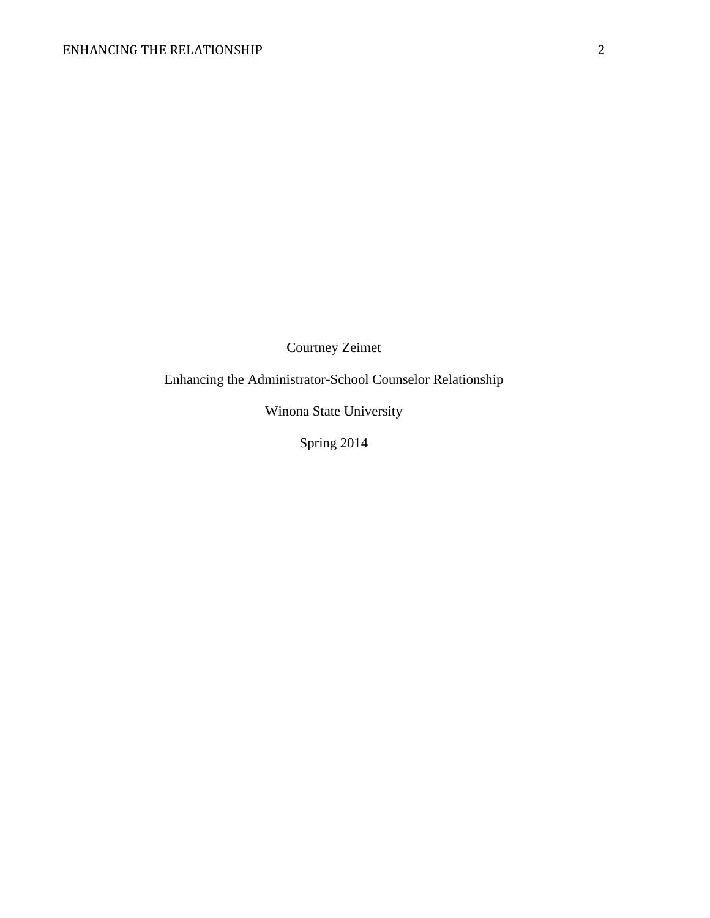Courtney Zeimet

Enhancing the Administrator-School Counselor Relationship

Winona State University

Spring 2014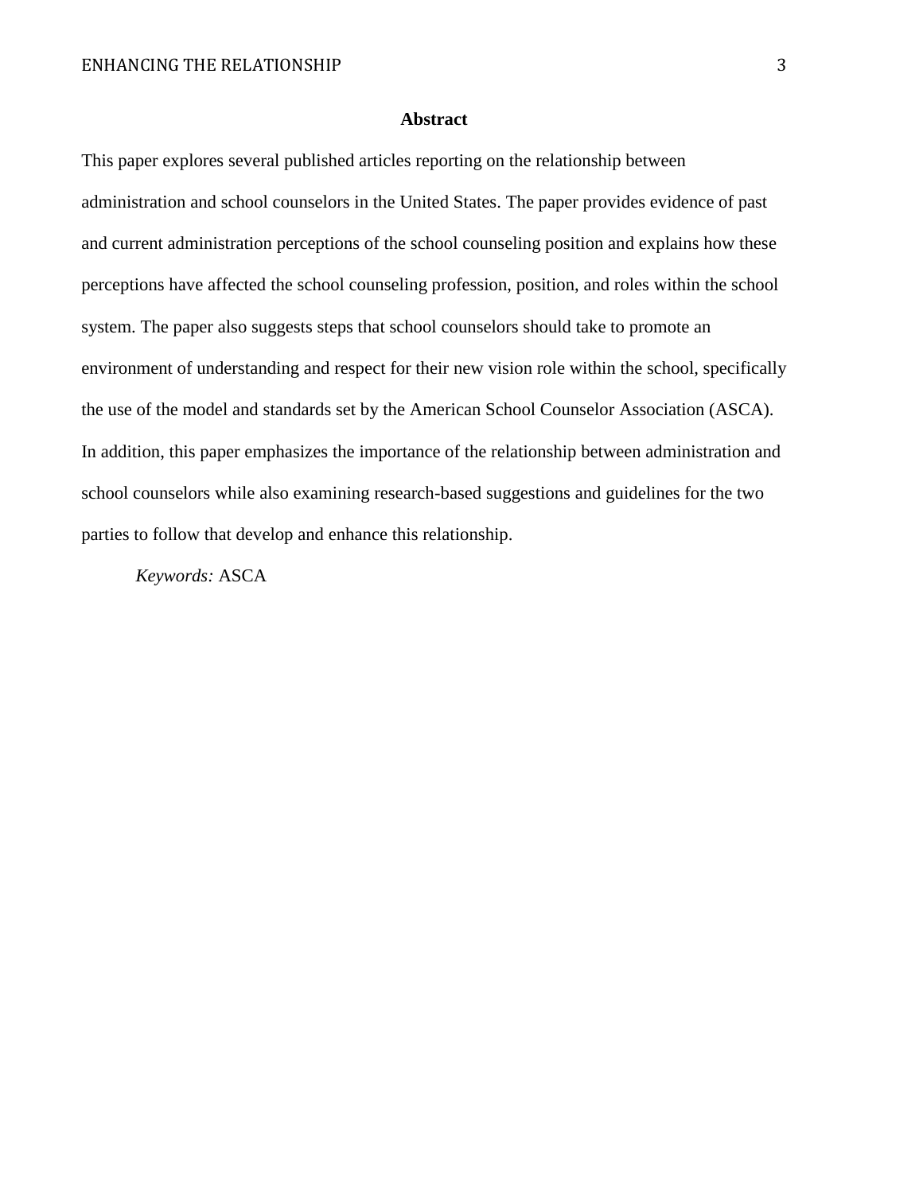## Abstract

This paper explores several published articles reporting on the relationship between administration and school counselors in the United States. The paper provides evidence of past and current administration perceptions of the school counseling position and explains how these perceptions have affected the school counseling profession, position, and roles within the school system. The paper also suggests steps that school counselors should take to promote an environment of understanding and respect for their new vision role within the school, specifically the use of the model and standards set by the American School Counselor Association (ASCA). In addition, this paper emphasizes the importance of the relationship between administration and school counselors while also examining research-based suggestions and guidelines for the two parties to follow that develop and enhance this relationship.

*Keywords:* ASCA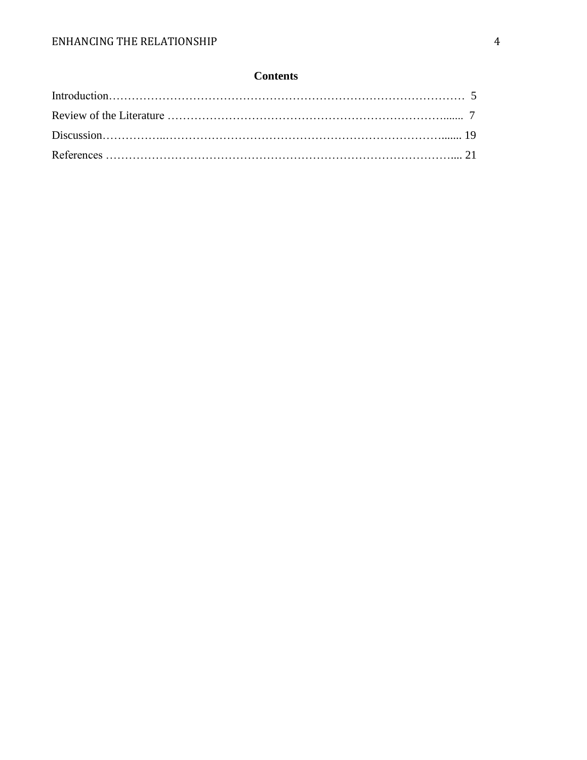# Contents

Introduction…………………………………………………………………………………… 5

Review of the Literature ……………………………………………………………….......  7

Discussion……………..………………………………………………………………....... 19

References ……………………………………………………………………………….... 21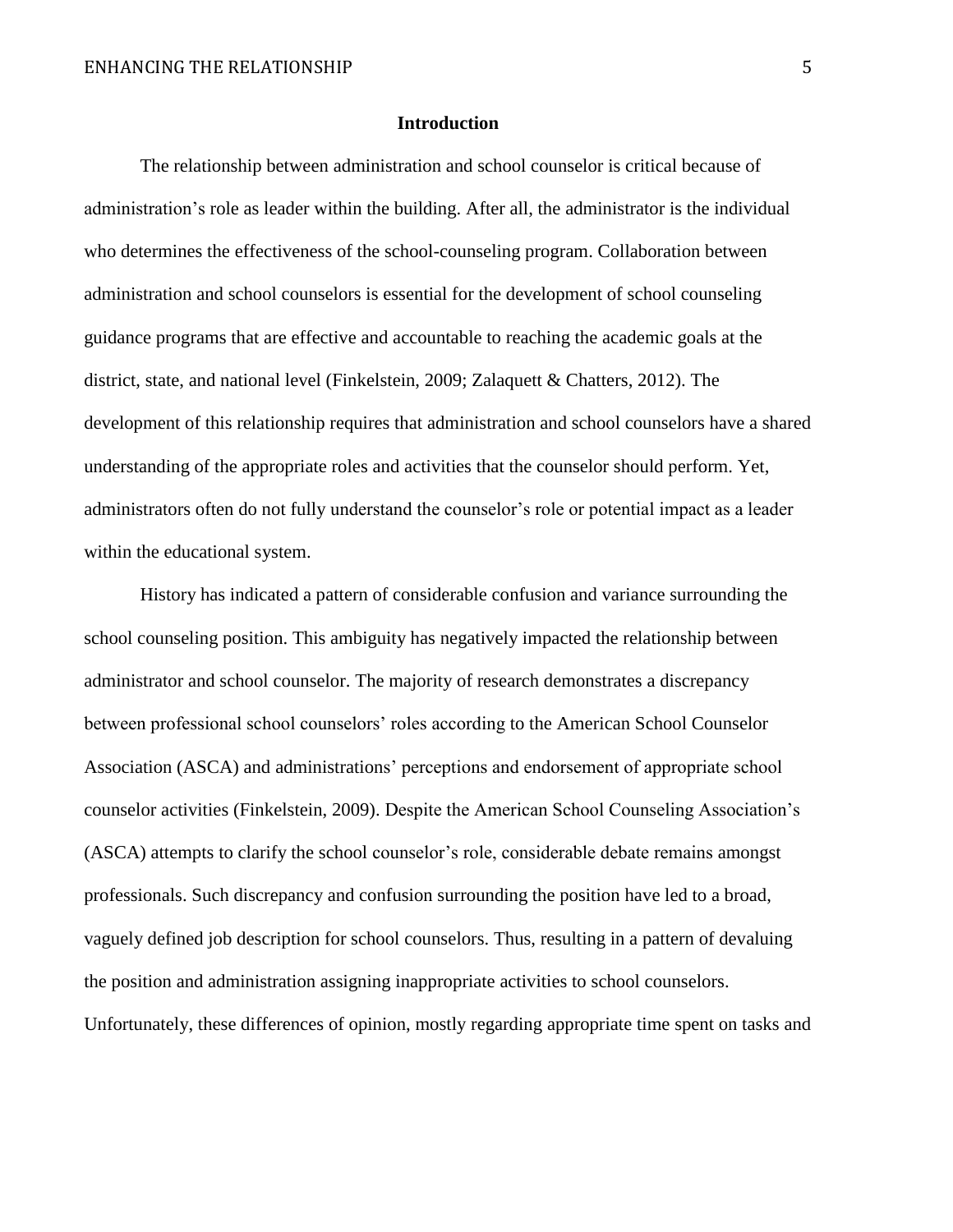## Introduction

The relationship between administration and school counselor is critical because of administration's role as leader within the building. After all, the administrator is the individual who determines the effectiveness of the school-counseling program. Collaboration between administration and school counselors is essential for the development of school counseling guidance programs that are effective and accountable to reaching the academic goals at the district, state, and national level (Finkelstein, 2009; Zalaquett & Chatters, 2012). The development of this relationship requires that administration and school counselors have a shared understanding of the appropriate roles and activities that the counselor should perform. Yet, administrators often do not fully understand the counselor's role or potential impact as a leader within the educational system.

History has indicated a pattern of considerable confusion and variance surrounding the school counseling position. This ambiguity has negatively impacted the relationship between administrator and school counselor. The majority of research demonstrates a discrepancy between professional school counselors' roles according to the American School Counselor Association (ASCA) and administrations' perceptions and endorsement of appropriate school counselor activities (Finkelstein, 2009). Despite the American School Counseling Association's (ASCA) attempts to clarify the school counselor's role, considerable debate remains amongst professionals. Such discrepancy and confusion surrounding the position have led to a broad, vaguely defined job description for school counselors. Thus, resulting in a pattern of devaluing the position and administration assigning inappropriate activities to school counselors. Unfortunately, these differences of opinion, mostly regarding appropriate time spent on tasks and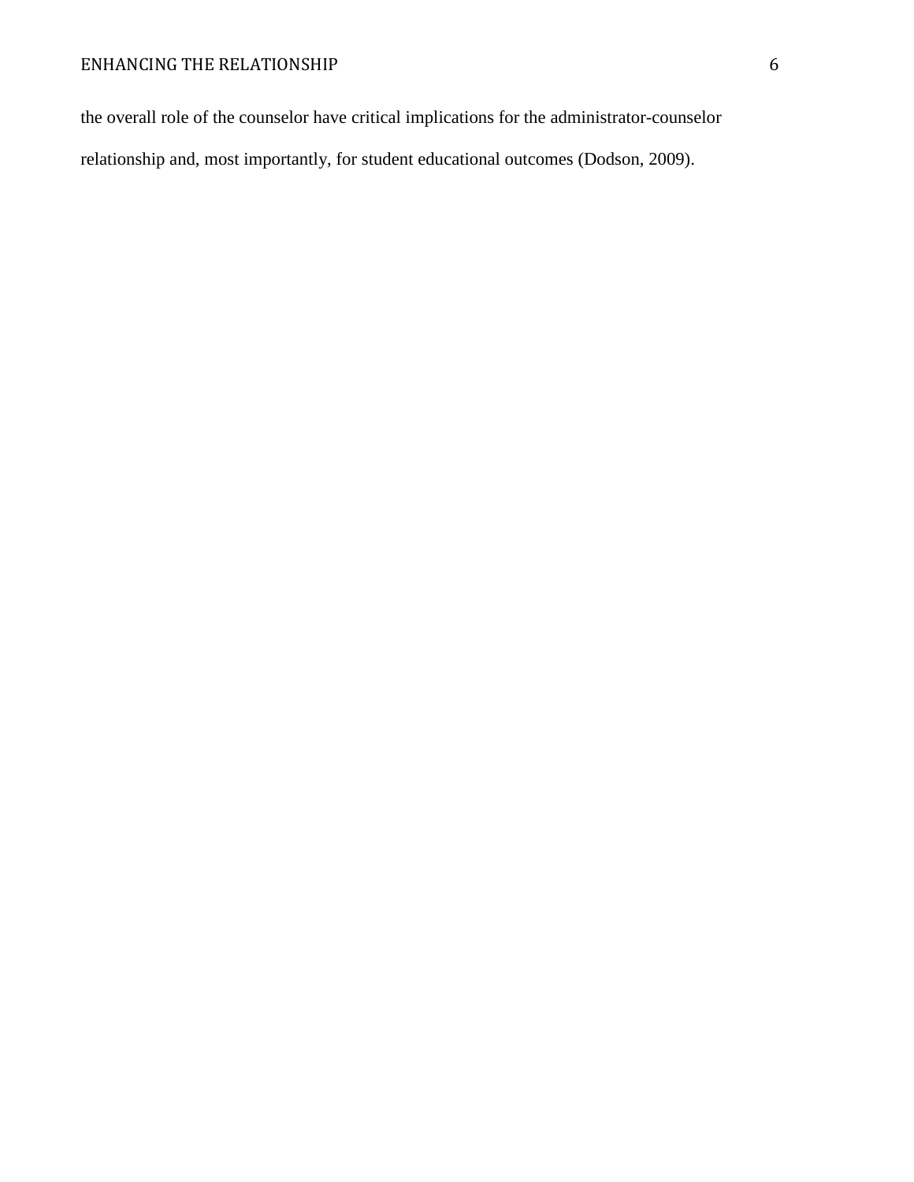the overall role of the counselor have critical implications for the administrator-counselor relationship and, most importantly, for student educational outcomes (Dodson, 2009).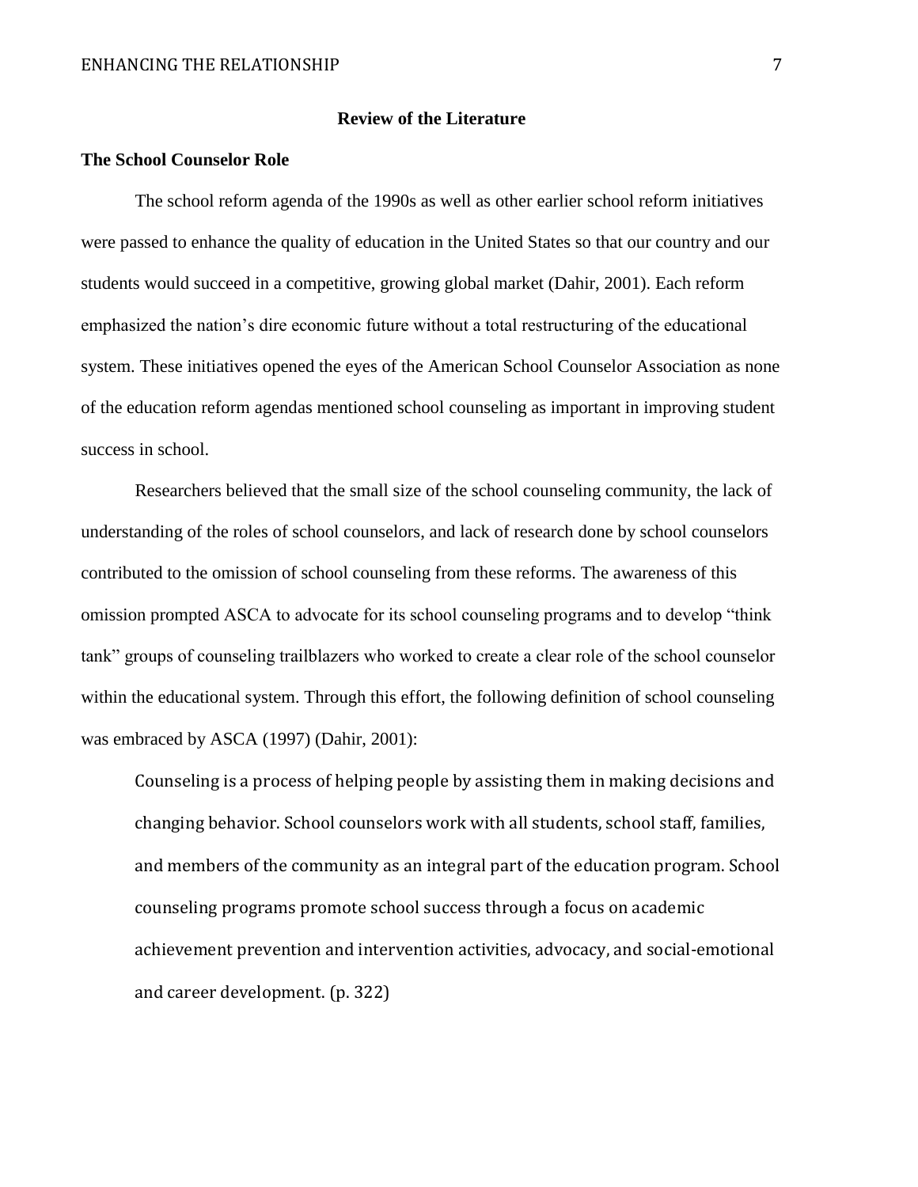## Review of the Literature

### The School Counselor Role

The school reform agenda of the 1990s as well as other earlier school reform initiatives were passed to enhance the quality of education in the United States so that our country and our students would succeed in a competitive, growing global market (Dahir, 2001). Each reform emphasized the nation's dire economic future without a total restructuring of the educational system. These initiatives opened the eyes of the American School Counselor Association as none of the education reform agendas mentioned school counseling as important in improving student success in school.

Researchers believed that the small size of the school counseling community, the lack of understanding of the roles of school counselors, and lack of research done by school counselors contributed to the omission of school counseling from these reforms. The awareness of this omission prompted ASCA to advocate for its school counseling programs and to develop "think tank" groups of counseling trailblazers who worked to create a clear role of the school counselor within the educational system. Through this effort, the following definition of school counseling was embraced by ASCA (1997) (Dahir, 2001):

> Counseling is a process of helping people by assisting them in making decisions and changing behavior. School counselors work with all students, school staff, families, and members of the community as an integral part of the education program. School counseling programs promote school success through a focus on academic achievement prevention and intervention activities, advocacy, and social-emotional and career development. (p. 322)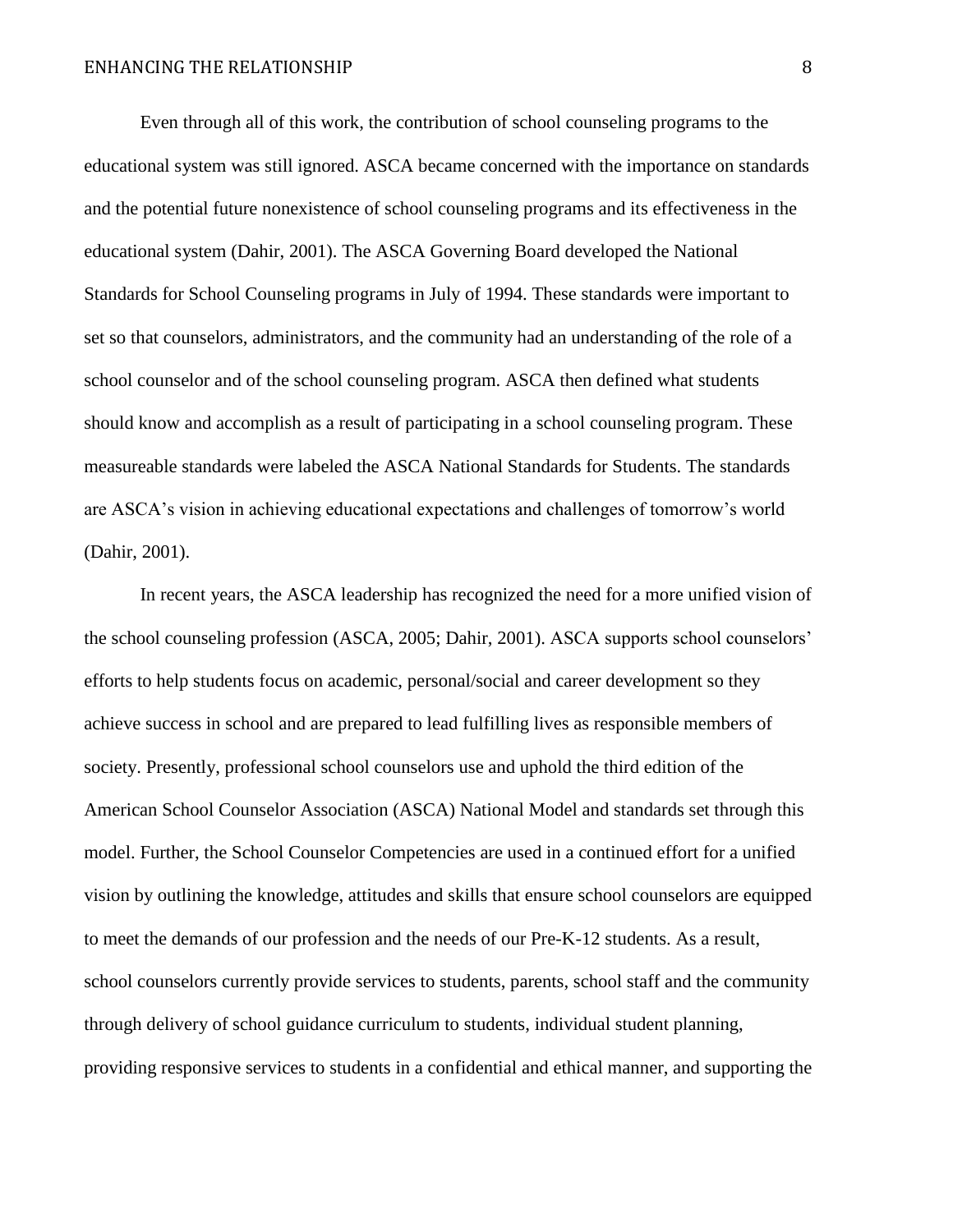Even through all of this work, the contribution of school counseling programs to the educational system was still ignored. ASCA became concerned with the importance on standards and the potential future nonexistence of school counseling programs and its effectiveness in the educational system (Dahir, 2001). The ASCA Governing Board developed the National Standards for School Counseling programs in July of 1994. These standards were important to set so that counselors, administrators, and the community had an understanding of the role of a school counselor and of the school counseling program. ASCA then defined what students should know and accomplish as a result of participating in a school counseling program. These measureable standards were labeled the ASCA National Standards for Students. The standards are ASCA's vision in achieving educational expectations and challenges of tomorrow's world (Dahir, 2001).

In recent years, the ASCA leadership has recognized the need for a more unified vision of the school counseling profession (ASCA, 2005; Dahir, 2001). ASCA supports school counselors' efforts to help students focus on academic, personal/social and career development so they achieve success in school and are prepared to lead fulfilling lives as responsible members of society. Presently, professional school counselors use and uphold the third edition of the American School Counselor Association (ASCA) National Model and standards set through this model. Further, the School Counselor Competencies are used in a continued effort for a unified vision by outlining the knowledge, attitudes and skills that ensure school counselors are equipped to meet the demands of our profession and the needs of our Pre-K-12 students. As a result, school counselors currently provide services to students, parents, school staff and the community through delivery of school guidance curriculum to students, individual student planning, providing responsive services to students in a confidential and ethical manner, and supporting the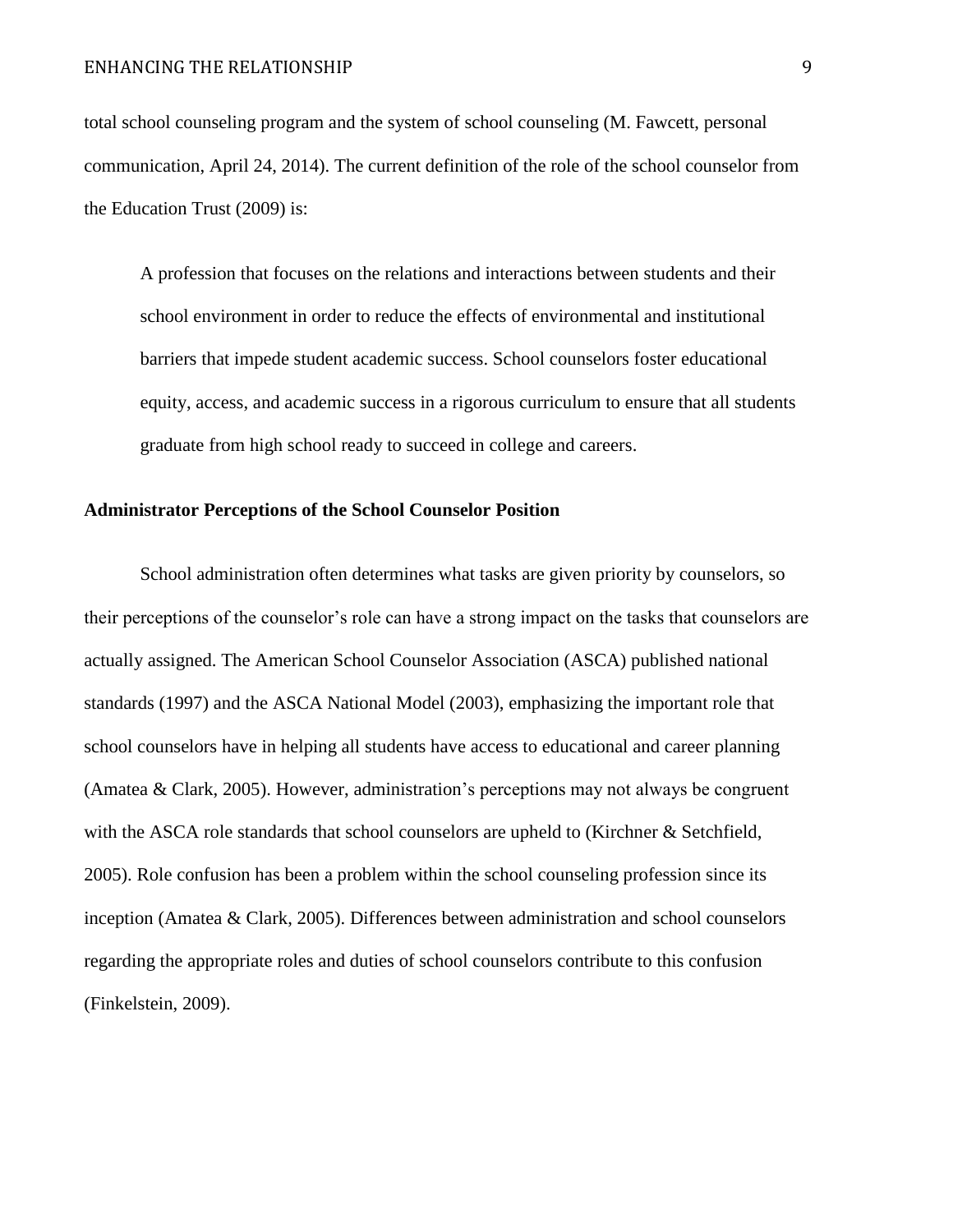total school counseling program and the system of school counseling (M. Fawcett, personal communication, April 24, 2014). The current definition of the role of the school counselor from the Education Trust (2009) is:

> A profession that focuses on the relations and interactions between students and their school environment in order to reduce the effects of environmental and institutional barriers that impede student academic success. School counselors foster educational equity, access, and academic success in a rigorous curriculum to ensure that all students graduate from high school ready to succeed in college and careers.

**Administrator Perceptions of the School Counselor Position**

School administration often determines what tasks are given priority by counselors, so their perceptions of the counselor's role can have a strong impact on the tasks that counselors are actually assigned. The American School Counselor Association (ASCA) published national standards (1997) and the ASCA National Model (2003), emphasizing the important role that school counselors have in helping all students have access to educational and career planning (Amatea & Clark, 2005). However, administration's perceptions may not always be congruent with the ASCA role standards that school counselors are upheld to (Kirchner & Setchfield, 2005). Role confusion has been a problem within the school counseling profession since its inception (Amatea & Clark, 2005). Differences between administration and school counselors regarding the appropriate roles and duties of school counselors contribute to this confusion (Finkelstein, 2009).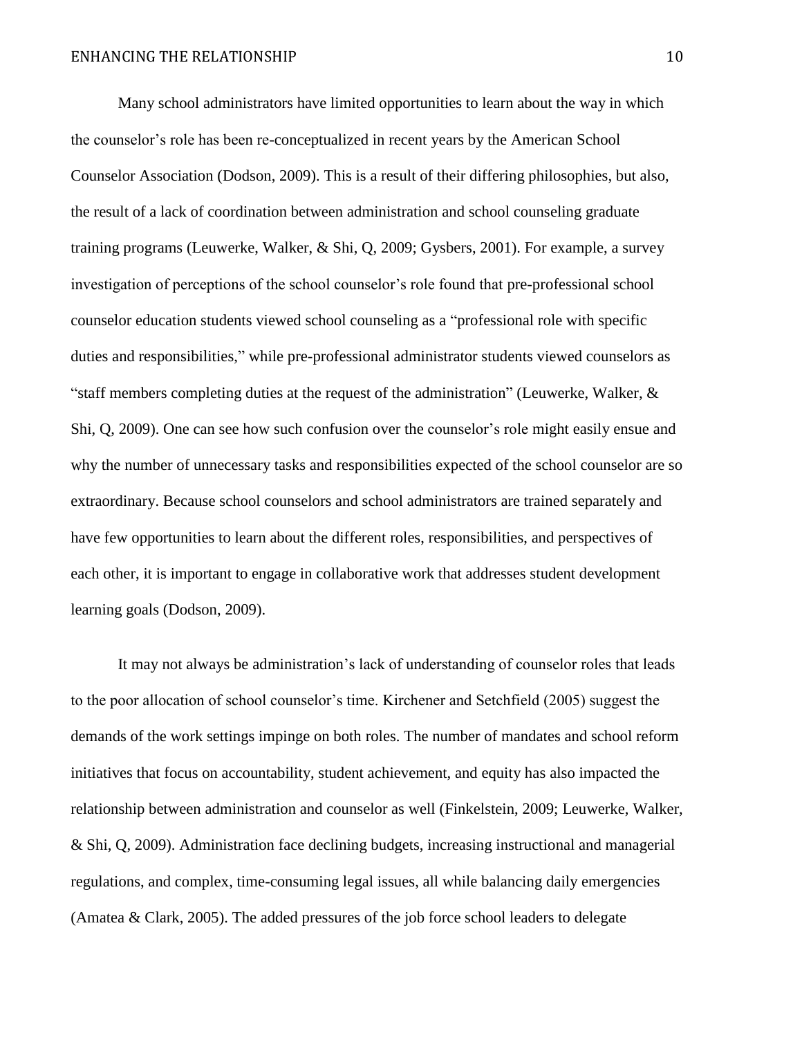Many school administrators have limited opportunities to learn about the way in which the counselor's role has been re-conceptualized in recent years by the American School Counselor Association (Dodson, 2009). This is a result of their differing philosophies, but also, the result of a lack of coordination between administration and school counseling graduate training programs (Leuwerke, Walker, & Shi, Q, 2009; Gysbers, 2001). For example, a survey investigation of perceptions of the school counselor's role found that pre-professional school counselor education students viewed school counseling as a "professional role with specific duties and responsibilities," while pre-professional administrator students viewed counselors as "staff members completing duties at the request of the administration" (Leuwerke, Walker, & Shi, Q, 2009). One can see how such confusion over the counselor's role might easily ensue and why the number of unnecessary tasks and responsibilities expected of the school counselor are so extraordinary. Because school counselors and school administrators are trained separately and have few opportunities to learn about the different roles, responsibilities, and perspectives of each other, it is important to engage in collaborative work that addresses student development learning goals (Dodson, 2009).

It may not always be administration's lack of understanding of counselor roles that leads to the poor allocation of school counselor's time. Kirchener and Setchfield (2005) suggest the demands of the work settings impinge on both roles. The number of mandates and school reform initiatives that focus on accountability, student achievement, and equity has also impacted the relationship between administration and counselor as well (Finkelstein, 2009; Leuwerke, Walker, & Shi, Q, 2009). Administration face declining budgets, increasing instructional and managerial regulations, and complex, time-consuming legal issues, all while balancing daily emergencies (Amatea & Clark, 2005). The added pressures of the job force school leaders to delegate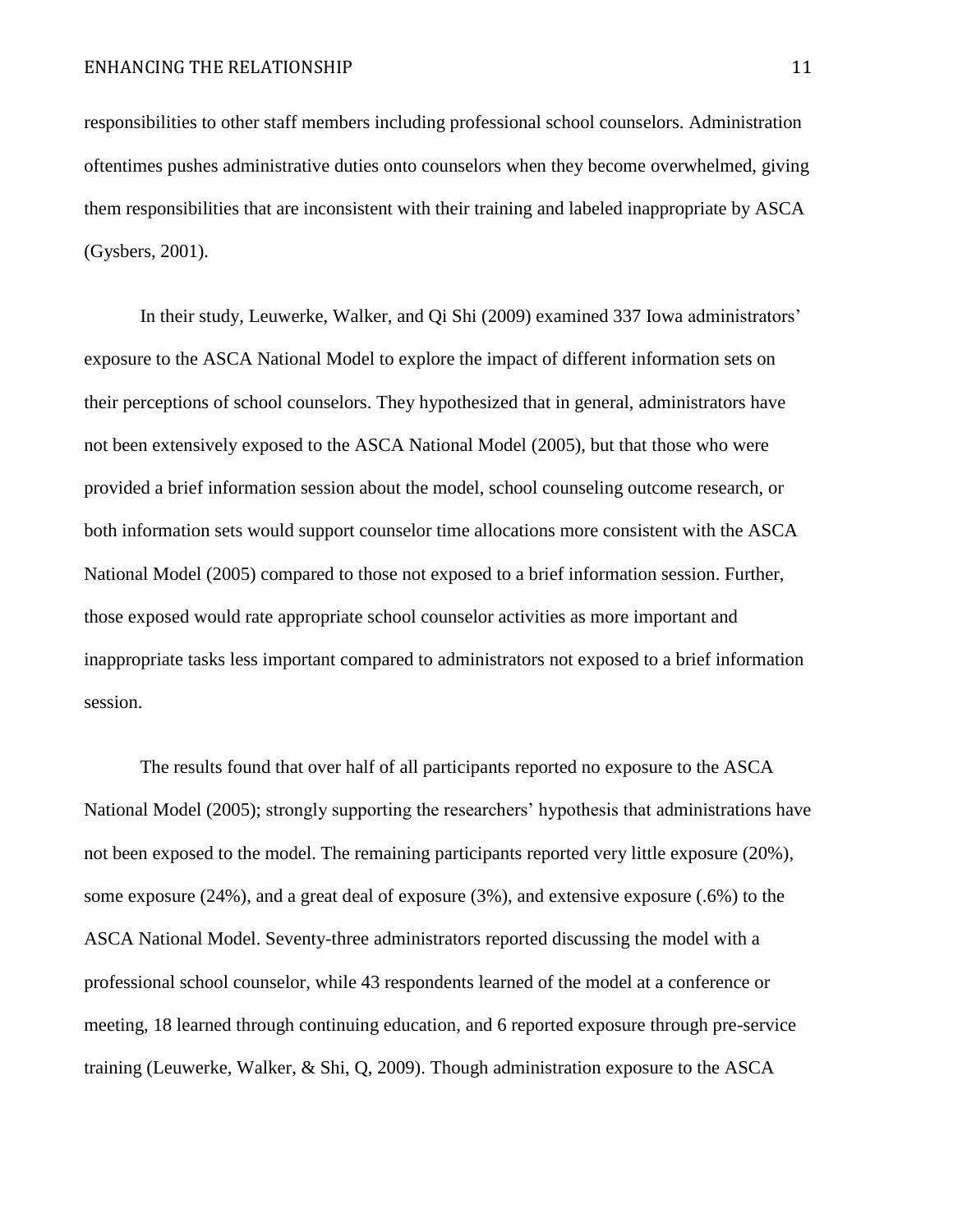responsibilities to other staff members including professional school counselors. Administration oftentimes pushes administrative duties onto counselors when they become overwhelmed, giving them responsibilities that are inconsistent with their training and labeled inappropriate by ASCA (Gysbers, 2001).

In their study, Leuwerke, Walker, and Qi Shi (2009) examined 337 Iowa administrators' exposure to the ASCA National Model to explore the impact of different information sets on their perceptions of school counselors. They hypothesized that in general, administrators have not been extensively exposed to the ASCA National Model (2005), but that those who were provided a brief information session about the model, school counseling outcome research, or both information sets would support counselor time allocations more consistent with the ASCA National Model (2005) compared to those not exposed to a brief information session. Further, those exposed would rate appropriate school counselor activities as more important and inappropriate tasks less important compared to administrators not exposed to a brief information session.

The results found that over half of all participants reported no exposure to the ASCA National Model (2005); strongly supporting the researchers' hypothesis that administrations have not been exposed to the model. The remaining participants reported very little exposure (20%), some exposure (24%), and a great deal of exposure (3%), and extensive exposure (.6%) to the ASCA National Model. Seventy-three administrators reported discussing the model with a professional school counselor, while 43 respondents learned of the model at a conference or meeting, 18 learned through continuing education, and 6 reported exposure through pre-service training (Leuwerke, Walker, & Shi, Q, 2009). Though administration exposure to the ASCA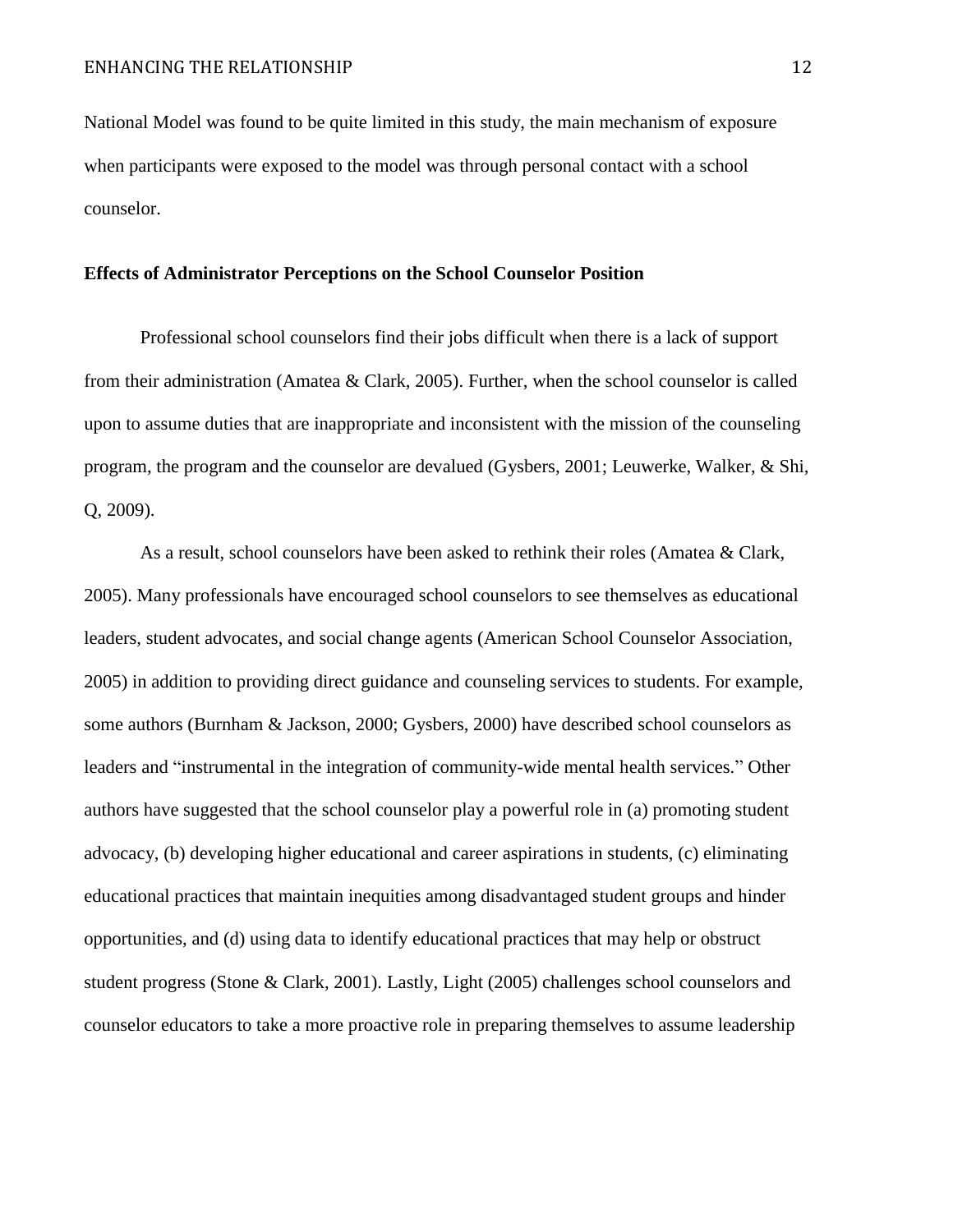National Model was found to be quite limited in this study, the main mechanism of exposure when participants were exposed to the model was through personal contact with a school counselor.

## Effects of Administrator Perceptions on the School Counselor Position

Professional school counselors find their jobs difficult when there is a lack of support from their administration (Amatea & Clark, 2005). Further, when the school counselor is called upon to assume duties that are inappropriate and inconsistent with the mission of the counseling program, the program and the counselor are devalued (Gysbers, 2001; Leuwerke, Walker, & Shi, Q, 2009).

As a result, school counselors have been asked to rethink their roles (Amatea & Clark, 2005). Many professionals have encouraged school counselors to see themselves as educational leaders, student advocates, and social change agents (American School Counselor Association, 2005) in addition to providing direct guidance and counseling services to students. For example, some authors (Burnham & Jackson, 2000; Gysbers, 2000) have described school counselors as leaders and "instrumental in the integration of community-wide mental health services." Other authors have suggested that the school counselor play a powerful role in (a) promoting student advocacy, (b) developing higher educational and career aspirations in students, (c) eliminating educational practices that maintain inequities among disadvantaged student groups and hinder opportunities, and (d) using data to identify educational practices that may help or obstruct student progress (Stone & Clark, 2001). Lastly, Light (2005) challenges school counselors and counselor educators to take a more proactive role in preparing themselves to assume leadership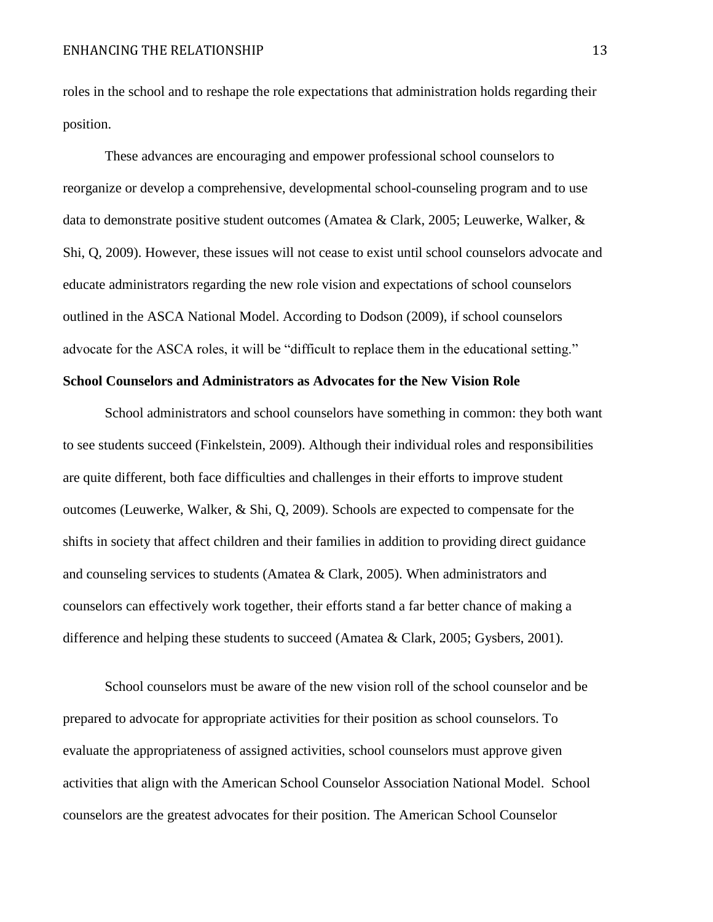roles in the school and to reshape the role expectations that administration holds regarding their position.

These advances are encouraging and empower professional school counselors to reorganize or develop a comprehensive, developmental school-counseling program and to use data to demonstrate positive student outcomes (Amatea & Clark, 2005; Leuwerke, Walker, & Shi, Q, 2009). However, these issues will not cease to exist until school counselors advocate and educate administrators regarding the new role vision and expectations of school counselors outlined in the ASCA National Model. According to Dodson (2009), if school counselors advocate for the ASCA roles, it will be "difficult to replace them in the educational setting."

**School Counselors and Administrators as Advocates for the New Vision Role**

School administrators and school counselors have something in common: they both want to see students succeed (Finkelstein, 2009). Although their individual roles and responsibilities are quite different, both face difficulties and challenges in their efforts to improve student outcomes (Leuwerke, Walker, & Shi, Q, 2009). Schools are expected to compensate for the shifts in society that affect children and their families in addition to providing direct guidance and counseling services to students (Amatea & Clark, 2005). When administrators and counselors can effectively work together, their efforts stand a far better chance of making a difference and helping these students to succeed (Amatea & Clark, 2005; Gysbers, 2001).

School counselors must be aware of the new vision roll of the school counselor and be prepared to advocate for appropriate activities for their position as school counselors. To evaluate the appropriateness of assigned activities, school counselors must approve given activities that align with the American School Counselor Association National Model. School counselors are the greatest advocates for their position. The American School Counselor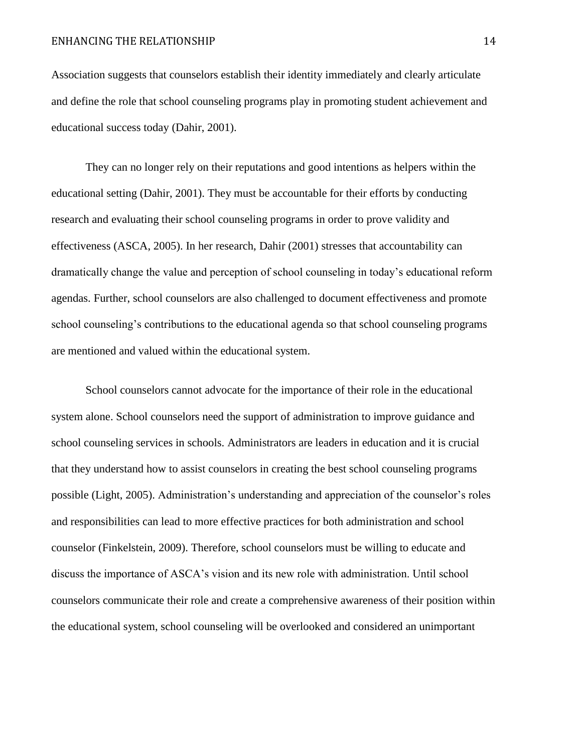Association suggests that counselors establish their identity immediately and clearly articulate and define the role that school counseling programs play in promoting student achievement and educational success today (Dahir, 2001).

They can no longer rely on their reputations and good intentions as helpers within the educational setting (Dahir, 2001). They must be accountable for their efforts by conducting research and evaluating their school counseling programs in order to prove validity and effectiveness (ASCA, 2005). In her research, Dahir (2001) stresses that accountability can dramatically change the value and perception of school counseling in today's educational reform agendas. Further, school counselors are also challenged to document effectiveness and promote school counseling's contributions to the educational agenda so that school counseling programs are mentioned and valued within the educational system.

School counselors cannot advocate for the importance of their role in the educational system alone. School counselors need the support of administration to improve guidance and school counseling services in schools. Administrators are leaders in education and it is crucial that they understand how to assist counselors in creating the best school counseling programs possible (Light, 2005). Administration's understanding and appreciation of the counselor's roles and responsibilities can lead to more effective practices for both administration and school counselor (Finkelstein, 2009). Therefore, school counselors must be willing to educate and discuss the importance of ASCA's vision and its new role with administration. Until school counselors communicate their role and create a comprehensive awareness of their position within the educational system, school counseling will be overlooked and considered an unimportant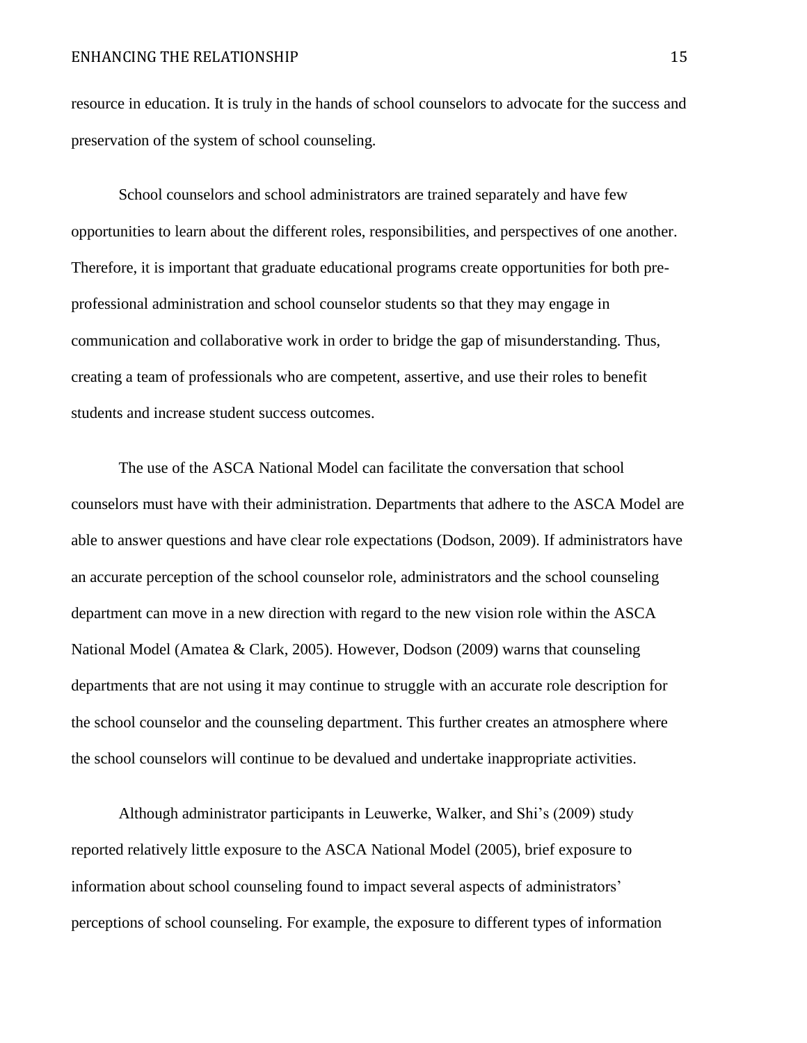resource in education. It is truly in the hands of school counselors to advocate for the success and preservation of the system of school counseling.

School counselors and school administrators are trained separately and have few opportunities to learn about the different roles, responsibilities, and perspectives of one another. Therefore, it is important that graduate educational programs create opportunities for both pre-professional administration and school counselor students so that they may engage in communication and collaborative work in order to bridge the gap of misunderstanding. Thus, creating a team of professionals who are competent, assertive, and use their roles to benefit students and increase student success outcomes.

The use of the ASCA National Model can facilitate the conversation that school counselors must have with their administration. Departments that adhere to the ASCA Model are able to answer questions and have clear role expectations (Dodson, 2009). If administrators have an accurate perception of the school counselor role, administrators and the school counseling department can move in a new direction with regard to the new vision role within the ASCA National Model (Amatea & Clark, 2005). However, Dodson (2009) warns that counseling departments that are not using it may continue to struggle with an accurate role description for the school counselor and the counseling department. This further creates an atmosphere where the school counselors will continue to be devalued and undertake inappropriate activities.

Although administrator participants in Leuwerke, Walker, and Shi's (2009) study reported relatively little exposure to the ASCA National Model (2005), brief exposure to information about school counseling found to impact several aspects of administrators' perceptions of school counseling. For example, the exposure to different types of information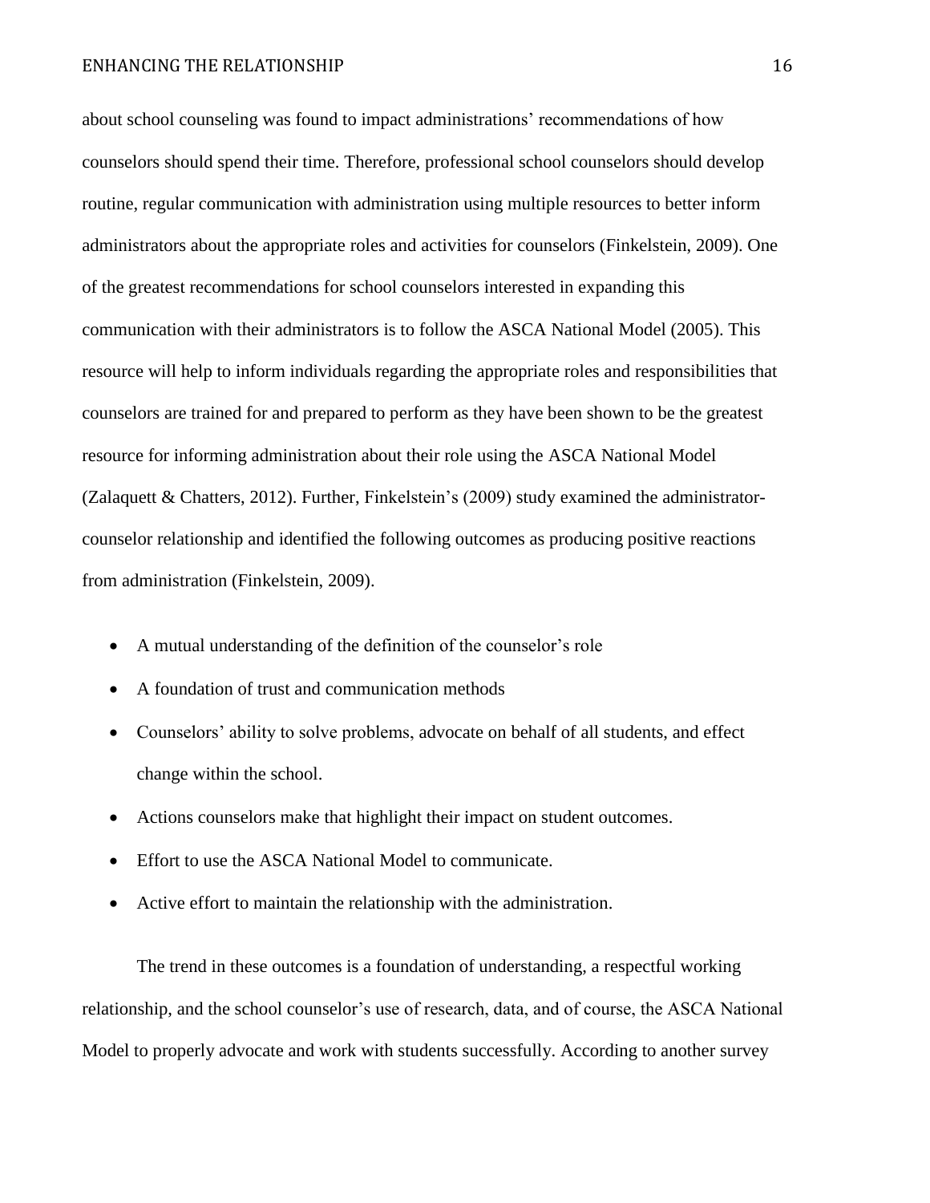about school counseling was found to impact administrations' recommendations of how counselors should spend their time. Therefore, professional school counselors should develop routine, regular communication with administration using multiple resources to better inform administrators about the appropriate roles and activities for counselors (Finkelstein, 2009). One of the greatest recommendations for school counselors interested in expanding this communication with their administrators is to follow the ASCA National Model (2005). This resource will help to inform individuals regarding the appropriate roles and responsibilities that counselors are trained for and prepared to perform as they have been shown to be the greatest resource for informing administration about their role using the ASCA National Model (Zalaquett & Chatters, 2012). Further, Finkelstein's (2009) study examined the administrator-counselor relationship and identified the following outcomes as producing positive reactions from administration (Finkelstein, 2009).

- A mutual understanding of the definition of the counselor's role
- A foundation of trust and communication methods
- Counselors' ability to solve problems, advocate on behalf of all students, and effect change within the school.
- Actions counselors make that highlight their impact on student outcomes.
- Effort to use the ASCA National Model to communicate.
- Active effort to maintain the relationship with the administration.

The trend in these outcomes is a foundation of understanding, a respectful working relationship, and the school counselor's use of research, data, and of course, the ASCA National Model to properly advocate and work with students successfully. According to another survey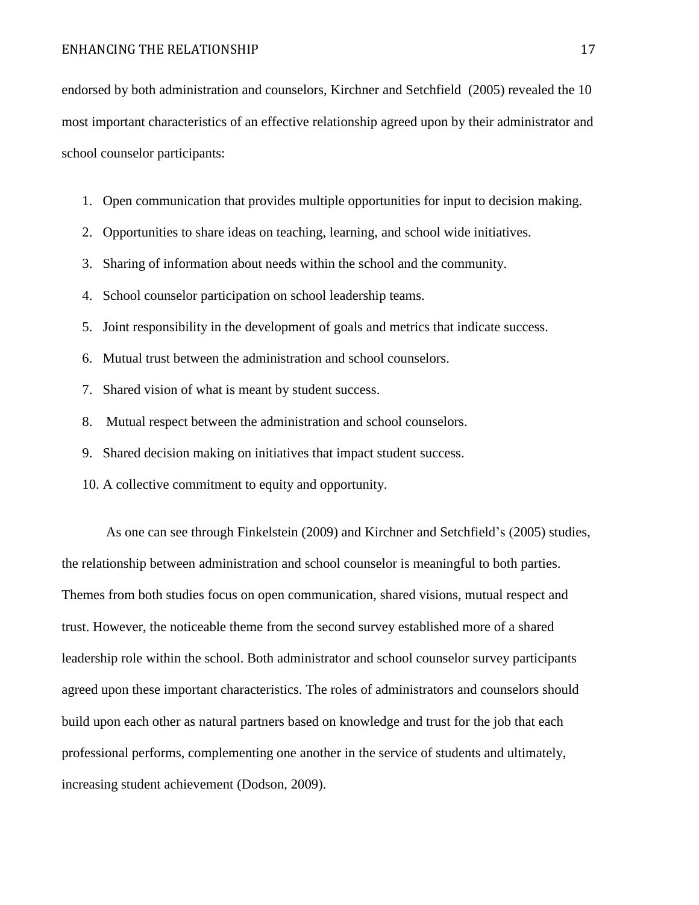endorsed by both administration and counselors, Kirchner and Setchfield (2005) revealed the 10 most important characteristics of an effective relationship agreed upon by their administrator and school counselor participants:

1. Open communication that provides multiple opportunities for input to decision making.
2. Opportunities to share ideas on teaching, learning, and school wide initiatives.
3. Sharing of information about needs within the school and the community.
4. School counselor participation on school leadership teams.
5. Joint responsibility in the development of goals and metrics that indicate success.
6. Mutual trust between the administration and school counselors.
7. Shared vision of what is meant by student success.
8. Mutual respect between the administration and school counselors.
9. Shared decision making on initiatives that impact student success.
10. A collective commitment to equity and opportunity.

As one can see through Finkelstein (2009) and Kirchner and Setchfield's (2005) studies, the relationship between administration and school counselor is meaningful to both parties. Themes from both studies focus on open communication, shared visions, mutual respect and trust. However, the noticeable theme from the second survey established more of a shared leadership role within the school. Both administrator and school counselor survey participants agreed upon these important characteristics. The roles of administrators and counselors should build upon each other as natural partners based on knowledge and trust for the job that each professional performs, complementing one another in the service of students and ultimately, increasing student achievement (Dodson, 2009).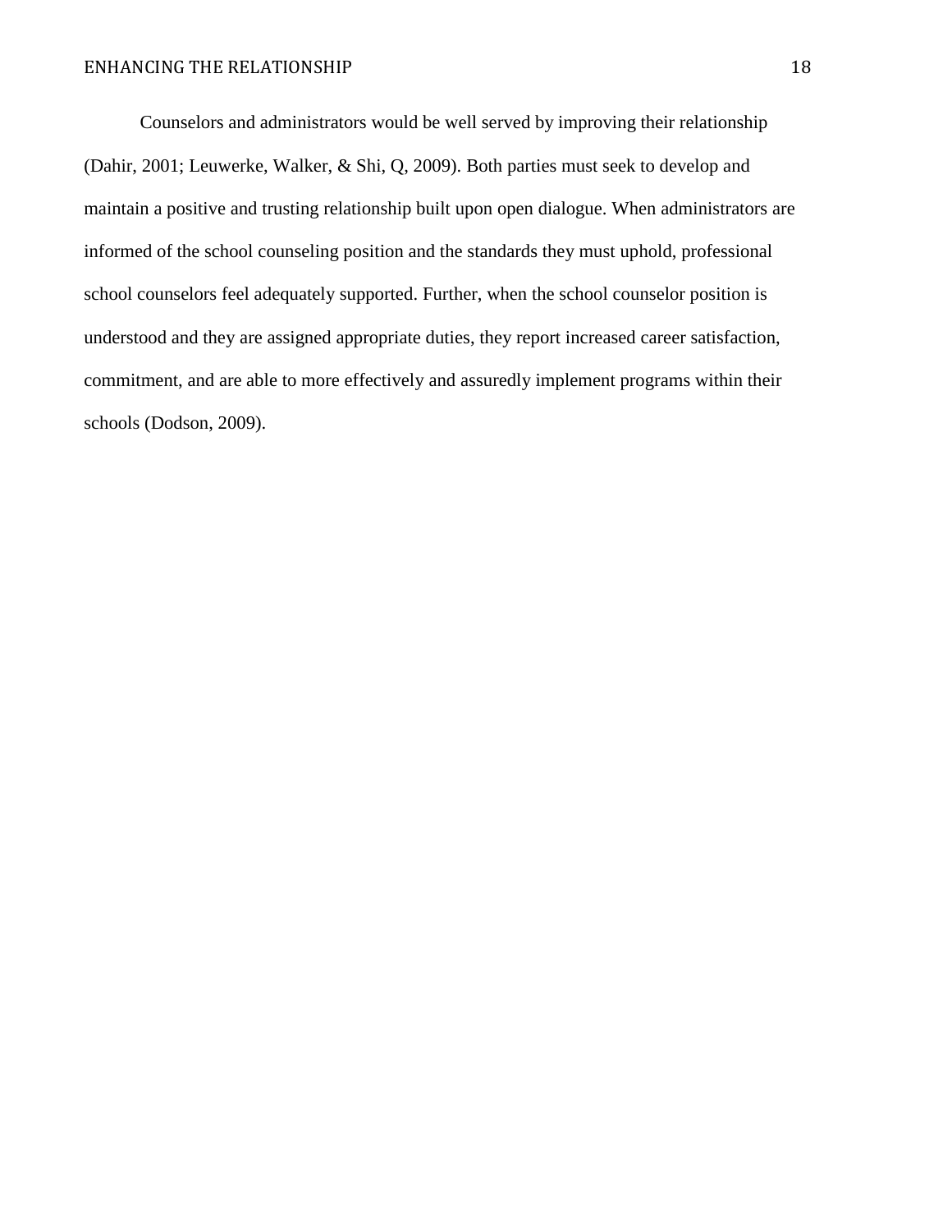Counselors and administrators would be well served by improving their relationship (Dahir, 2001; Leuwerke, Walker, & Shi, Q, 2009). Both parties must seek to develop and maintain a positive and trusting relationship built upon open dialogue. When administrators are informed of the school counseling position and the standards they must uphold, professional school counselors feel adequately supported. Further, when the school counselor position is understood and they are assigned appropriate duties, they report increased career satisfaction, commitment, and are able to more effectively and assuredly implement programs within their schools (Dodson, 2009).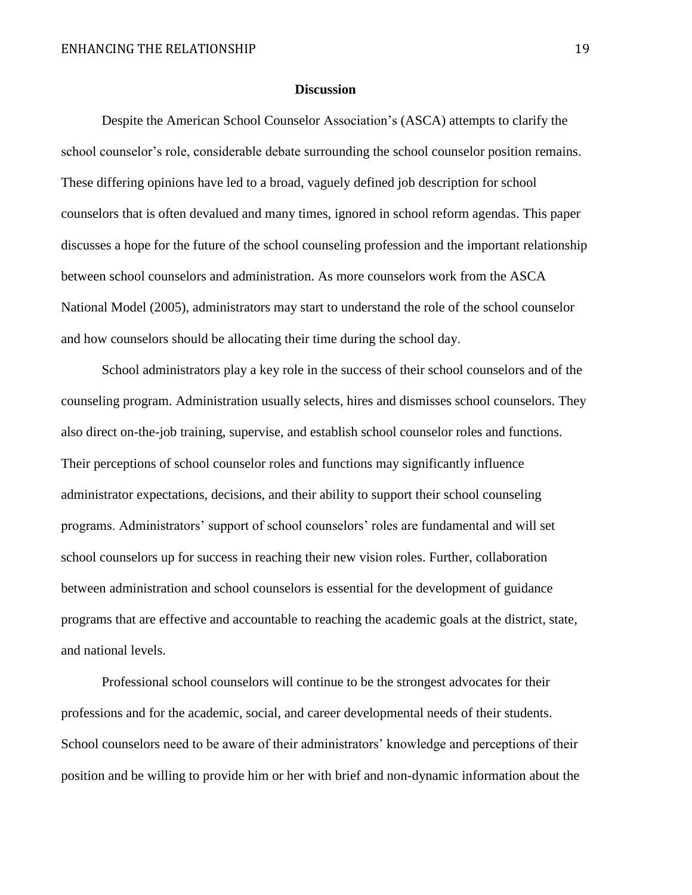## Discussion

Despite the American School Counselor Association's (ASCA) attempts to clarify the school counselor's role, considerable debate surrounding the school counselor position remains. These differing opinions have led to a broad, vaguely defined job description for school counselors that is often devalued and many times, ignored in school reform agendas. This paper discusses a hope for the future of the school counseling profession and the important relationship between school counselors and administration. As more counselors work from the ASCA National Model (2005), administrators may start to understand the role of the school counselor and how counselors should be allocating their time during the school day.

School administrators play a key role in the success of their school counselors and of the counseling program. Administration usually selects, hires and dismisses school counselors. They also direct on-the-job training, supervise, and establish school counselor roles and functions. Their perceptions of school counselor roles and functions may significantly influence administrator expectations, decisions, and their ability to support their school counseling programs. Administrators' support of school counselors' roles are fundamental and will set school counselors up for success in reaching their new vision roles. Further, collaboration between administration and school counselors is essential for the development of guidance programs that are effective and accountable to reaching the academic goals at the district, state, and national levels.

Professional school counselors will continue to be the strongest advocates for their professions and for the academic, social, and career developmental needs of their students. School counselors need to be aware of their administrators' knowledge and perceptions of their position and be willing to provide him or her with brief and non-dynamic information about the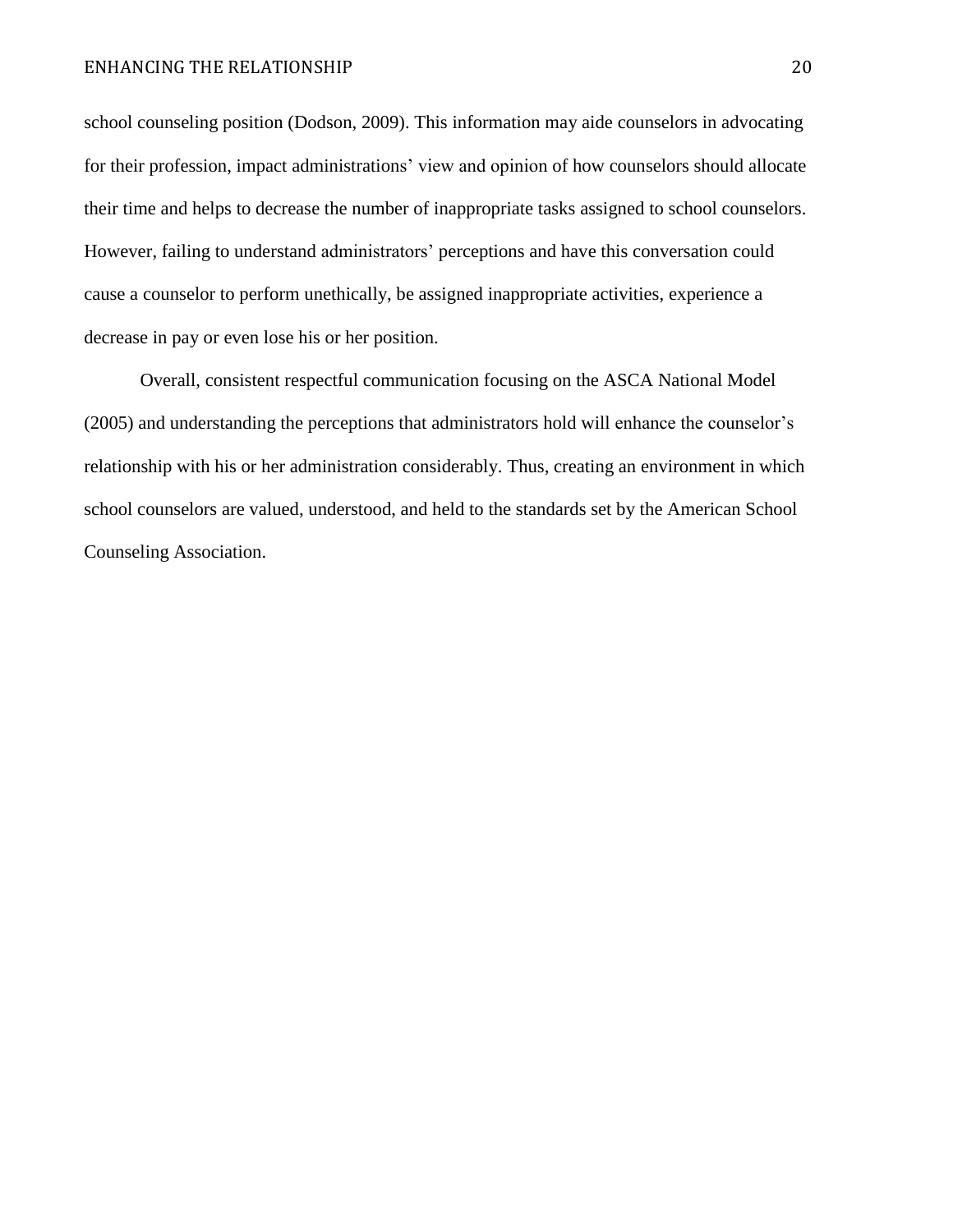school counseling position (Dodson, 2009). This information may aide counselors in advocating for their profession, impact administrations' view and opinion of how counselors should allocate their time and helps to decrease the number of inappropriate tasks assigned to school counselors. However, failing to understand administrators' perceptions and have this conversation could cause a counselor to perform unethically, be assigned inappropriate activities, experience a decrease in pay or even lose his or her position.

Overall, consistent respectful communication focusing on the ASCA National Model (2005) and understanding the perceptions that administrators hold will enhance the counselor's relationship with his or her administration considerably. Thus, creating an environment in which school counselors are valued, understood, and held to the standards set by the American School Counseling Association.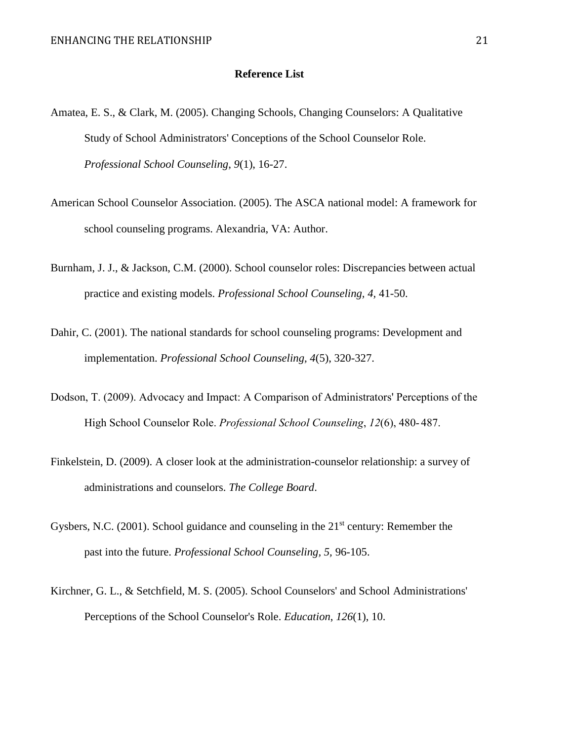**Reference List**

Amatea, E. S., & Clark, M. (2005). Changing Schools, Changing Counselors: A Qualitative Study of School Administrators' Conceptions of the School Counselor Role. *Professional School Counseling*, *9*(1), 16-27.

American School Counselor Association. (2005). The ASCA national model: A framework for school counseling programs. Alexandria, VA: Author.

Burnham, J. J., & Jackson, C.M. (2000). School counselor roles: Discrepancies between actual practice and existing models. *Professional School Counseling, 4,* 41-50.

Dahir, C. (2001). The national standards for school counseling programs: Development and implementation. *Professional School Counseling, 4*(5), 320-327.

Dodson, T. (2009). Advocacy and Impact: A Comparison of Administrators' Perceptions of the High School Counselor Role. *Professional School Counseling*, *12*(6), 480- 487.

Finkelstein, D. (2009). A closer look at the administration-counselor relationship: a survey of administrations and counselors. *The College Board*.

Gysbers, N.C. (2001). School guidance and counseling in the 21st century: Remember the past into the future. *Professional School Counseling, 5,* 96-105.

Kirchner, G. L., & Setchfield, M. S. (2005). School Counselors' and School Administrations' Perceptions of the School Counselor's Role. *Education, 126*(1), 10.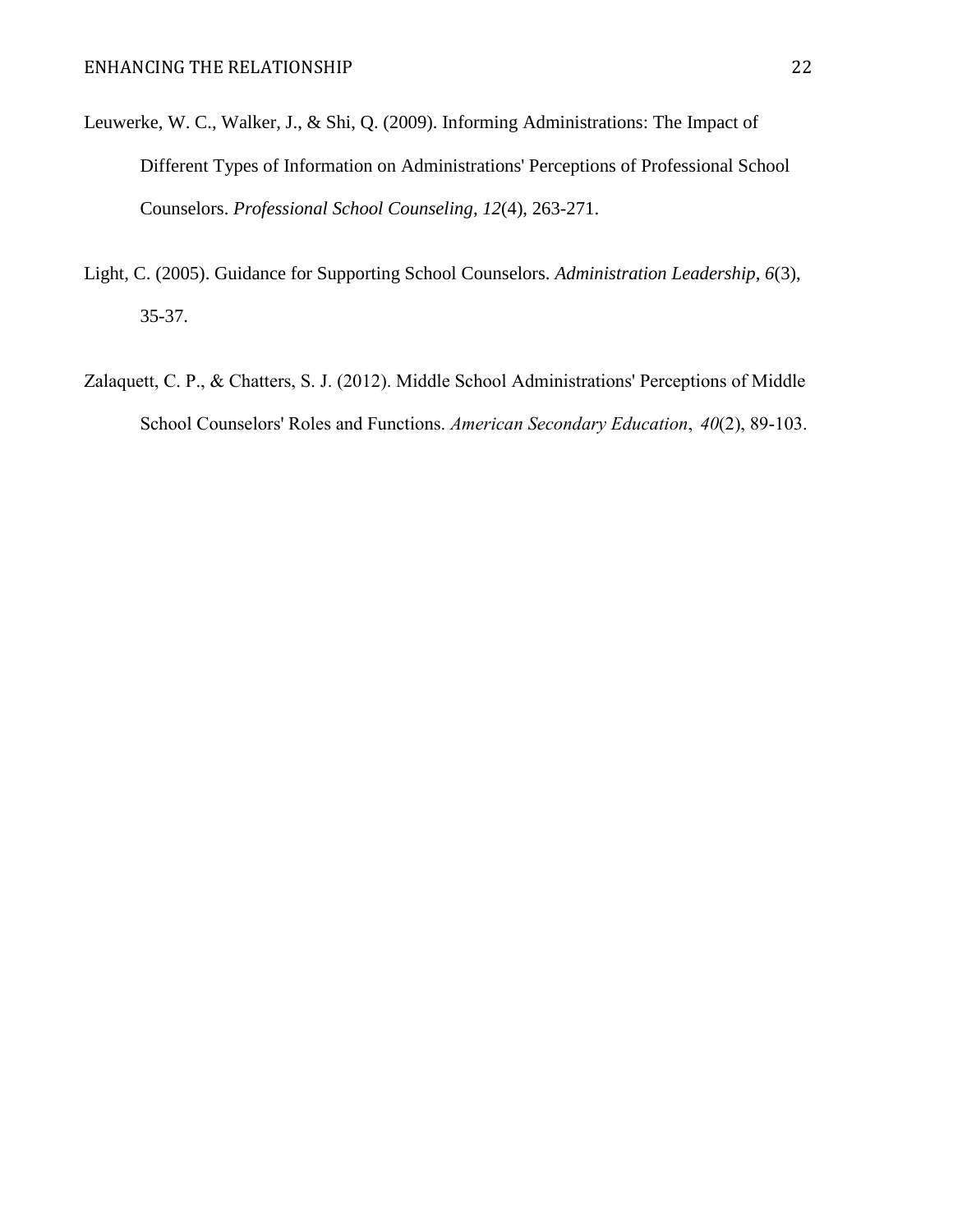Leuwerke, W. C., Walker, J., & Shi, Q. (2009). Informing Administrations: The Impact of Different Types of Information on Administrations' Perceptions of Professional School Counselors. *Professional School Counseling*, *12*(4), 263-271.

Light, C. (2005). Guidance for Supporting School Counselors. *Administration Leadership, 6*(3), 35-37.

Zalaquett, C. P., & Chatters, S. J. (2012). Middle School Administrations' Perceptions of Middle School Counselors' Roles and Functions. *American Secondary Education*, *40*(2), 89-103.